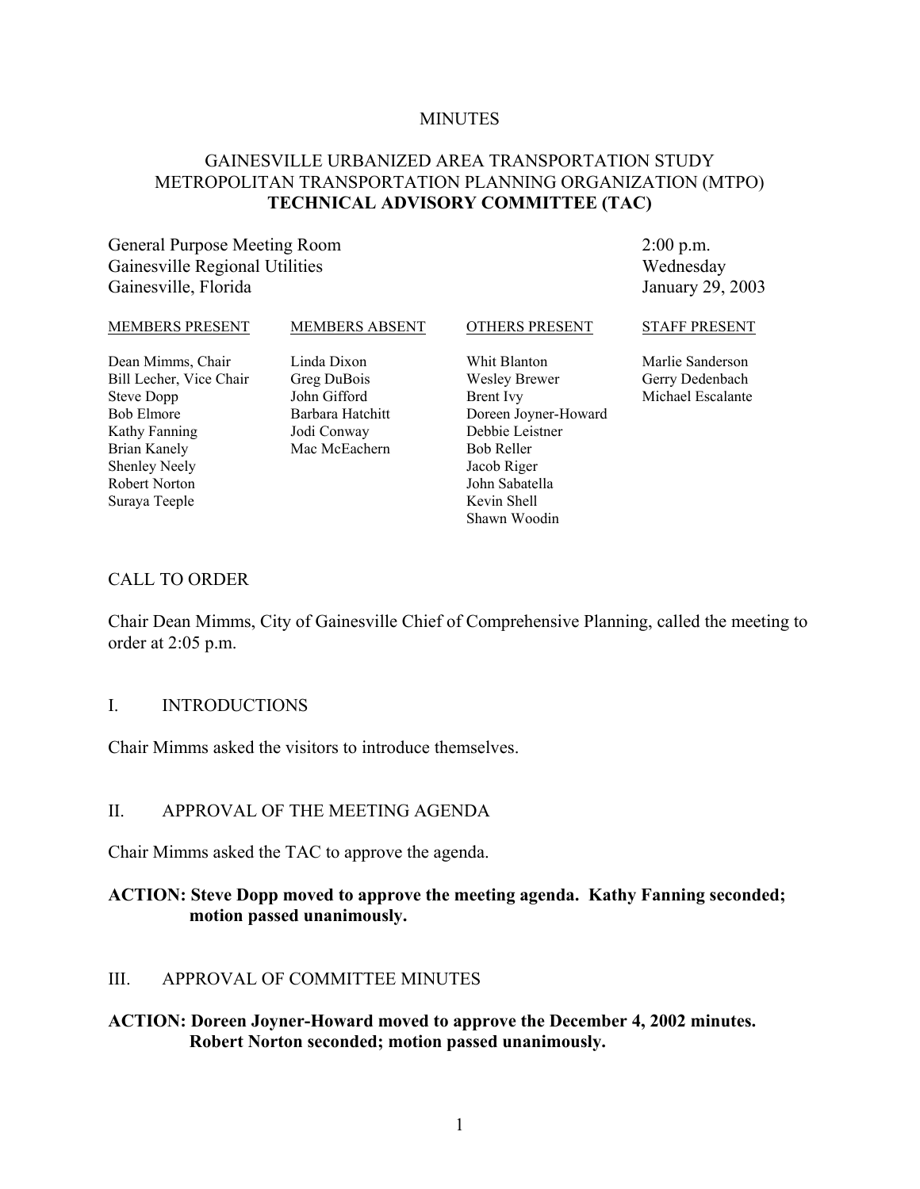MINUTES

# GAINESVILLE URBANIZED AREA TRANSPORTATION STUDY METROPOLITAN TRANSPORTATION PLANNING ORGANIZATION (MTPO) TECHNICAL ADVISORY COMMITTEE (TAC)

General Purpose Meeting Room
Gainesville Regional Utilities
Gainesville, Florida

2:00 p.m.
Wednesday
January 29, 2003

| MEMBERS PRESENT | MEMBERS ABSENT | OTHERS PRESENT | STAFF PRESENT |
|---|---|---|---|
| Dean Mimms, Chair | Linda Dixon | Whit Blanton | Marlie Sanderson |
| Bill Lecher, Vice Chair | Greg DuBois | Wesley Brewer | Gerry Dedenbach |
| Steve Dopp | John Gifford | Brent Ivy | Michael Escalante |
| Bob Elmore | Barbara Hatchitt | Doreen Joyner-Howard | |
| Kathy Fanning | Jodi Conway | Debbie Leistner | |
| Brian Kanely | Mac McEachern | Bob Reller | |
| Shenley Neely | | Jacob Riger | |
| Robert Norton | | John Sabatella | |
| Suraya Teeple | | Kevin Shell | |
| | | Shawn Woodin | |

## CALL TO ORDER

Chair Dean Mimms, City of Gainesville Chief of Comprehensive Planning, called the meeting to order at 2:05 p.m.

## I. INTRODUCTIONS

Chair Mimms asked the visitors to introduce themselves.

## II. APPROVAL OF THE MEETING AGENDA

Chair Mimms asked the TAC to approve the agenda.

**ACTION: Steve Dopp moved to approve the meeting agenda. Kathy Fanning seconded; motion passed unanimously.**

## III. APPROVAL OF COMMITTEE MINUTES

**ACTION: Doreen Joyner-Howard moved to approve the December 4, 2002 minutes. Robert Norton seconded; motion passed unanimously.**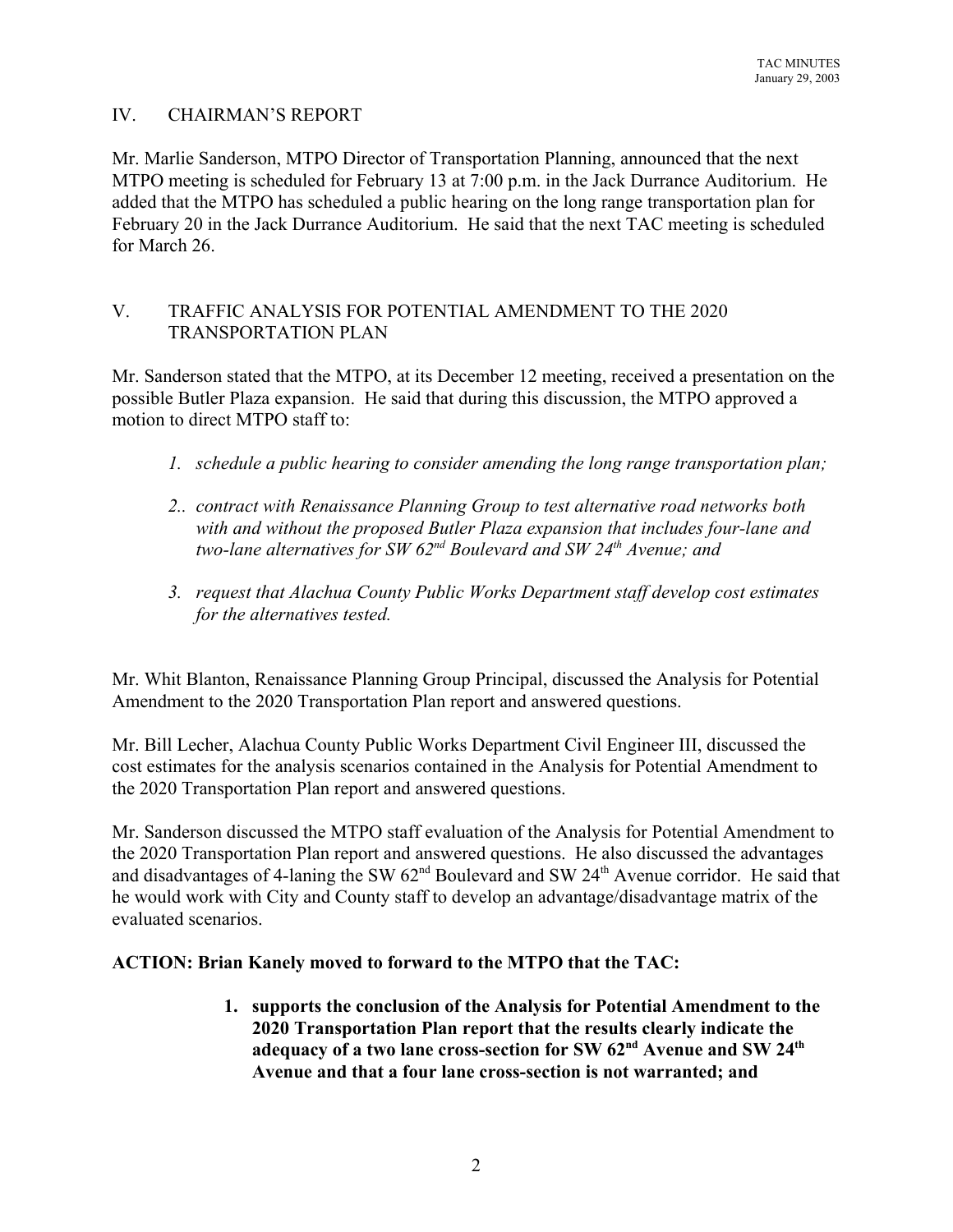## IV. CHAIRMAN'S REPORT

Mr. Marlie Sanderson, MTPO Director of Transportation Planning, announced that the next MTPO meeting is scheduled for February 13 at 7:00 p.m. in the Jack Durrance Auditorium. He added that the MTPO has scheduled a public hearing on the long range transportation plan for February 20 in the Jack Durrance Auditorium. He said that the next TAC meeting is scheduled for March 26.

## V. TRAFFIC ANALYSIS FOR POTENTIAL AMENDMENT TO THE 2020 TRANSPORTATION PLAN

Mr. Sanderson stated that the MTPO, at its December 12 meeting, received a presentation on the possible Butler Plaza expansion. He said that during this discussion, the MTPO approved a motion to direct MTPO staff to:

1. *schedule a public hearing to consider amending the long range transportation plan;*
2. *contract with Renaissance Planning Group to test alternative road networks both with and without the proposed Butler Plaza expansion that includes four-lane and two-lane alternatives for SW 62nd Boulevard and SW 24th Avenue; and*
3. *request that Alachua County Public Works Department staff develop cost estimates for the alternatives tested.*

Mr. Whit Blanton, Renaissance Planning Group Principal, discussed the Analysis for Potential Amendment to the 2020 Transportation Plan report and answered questions.

Mr. Bill Lecher, Alachua County Public Works Department Civil Engineer III, discussed the cost estimates for the analysis scenarios contained in the Analysis for Potential Amendment to the 2020 Transportation Plan report and answered questions.

Mr. Sanderson discussed the MTPO staff evaluation of the Analysis for Potential Amendment to the 2020 Transportation Plan report and answered questions. He also discussed the advantages and disadvantages of 4-laning the SW 62nd Boulevard and SW 24th Avenue corridor. He said that he would work with City and County staff to develop an advantage/disadvantage matrix of the evaluated scenarios.

**ACTION: Brian Kanely moved to forward to the MTPO that the TAC:**

1. **supports the conclusion of the Analysis for Potential Amendment to the 2020 Transportation Plan report that the results clearly indicate the adequacy of a two lane cross-section for SW 62nd Avenue and SW 24th Avenue and that a four lane cross-section is not warranted; and**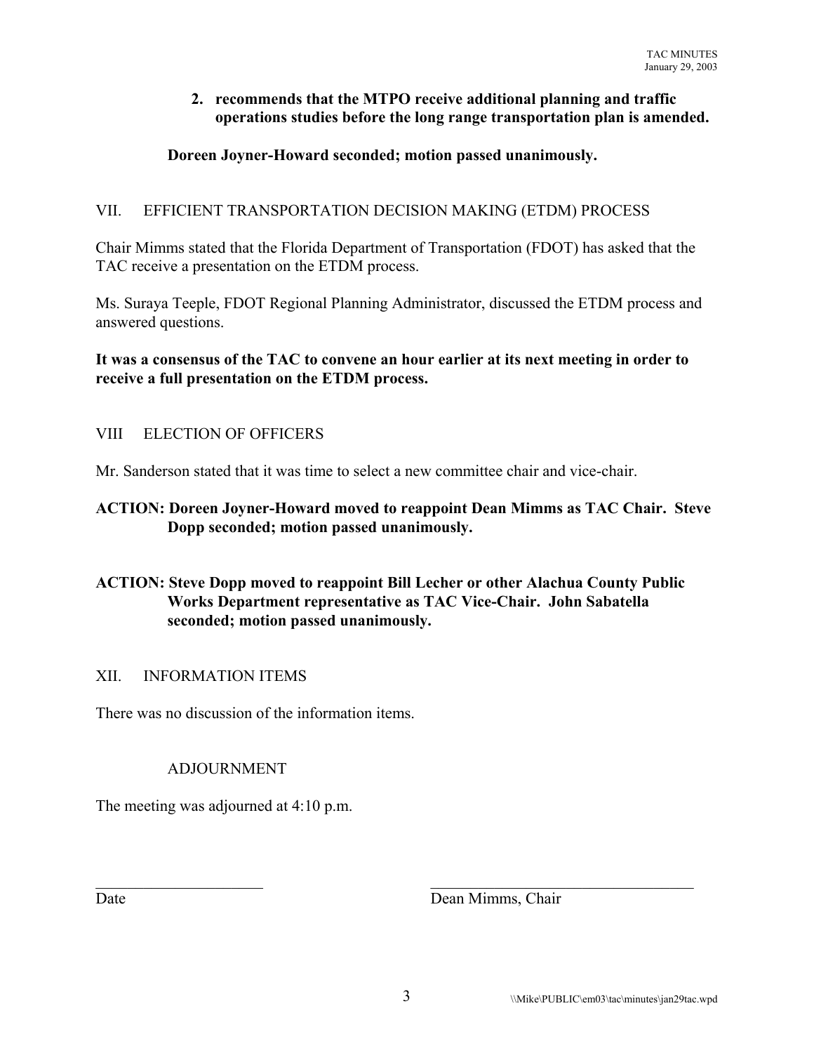2. **recommends that the MTPO receive additional planning and traffic operations studies before the long range transportation plan is amended.**

**Doreen Joyner-Howard seconded; motion passed unanimously.**

## VII. EFFICIENT TRANSPORTATION DECISION MAKING (ETDM) PROCESS

Chair Mimms stated that the Florida Department of Transportation (FDOT) has asked that the TAC receive a presentation on the ETDM process.

Ms. Suraya Teeple, FDOT Regional Planning Administrator, discussed the ETDM process and answered questions.

**It was a consensus of the TAC to convene an hour earlier at its next meeting in order to receive a full presentation on the ETDM process.**

## VIII ELECTION OF OFFICERS

Mr. Sanderson stated that it was time to select a new committee chair and vice-chair.

**ACTION: Doreen Joyner-Howard moved to reappoint Dean Mimms as TAC Chair. Steve Dopp seconded; motion passed unanimously.**

**ACTION: Steve Dopp moved to reappoint Bill Lecher or other Alachua County Public Works Department representative as TAC Vice-Chair. John Sabatella seconded; motion passed unanimously.**

## XII. INFORMATION ITEMS

There was no discussion of the information items.

## ADJOURNMENT

The meeting was adjourned at 4:10 p.m.

______________________ ______________________________

Date Dean Mimms, Chair

\\Mike\PUBLIC\em03\tac\minutes\jan29tac.wpd